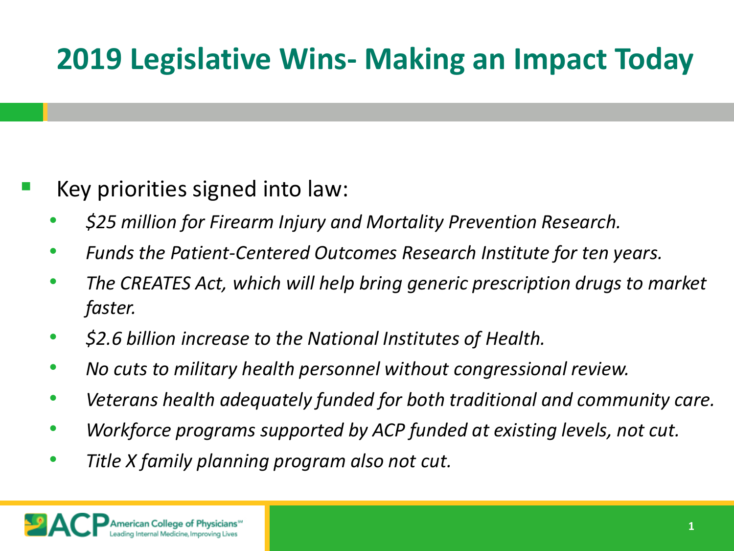# 2019 Legislative Wins- Making an Impact Today

- Key priorities signed into law:
  - *$25 million for Firearm Injury and Mortality Prevention Research.*
  - *Funds the Patient-Centered Outcomes Research Institute for ten years.*
  - *The CREATES Act, which will help bring generic prescription drugs to market faster.*
  - *$2.6 billion increase to the National Institutes of Health.*
  - *No cuts to military health personnel without congressional review.*
  - *Veterans health adequately funded for both traditional and community care.*
  - *Workforce programs supported by ACP funded at existing levels, not cut.*
  - *Title X family planning program also not cut.*

ACP American College of Physicians
Leading Internal Medicine, Improving Lives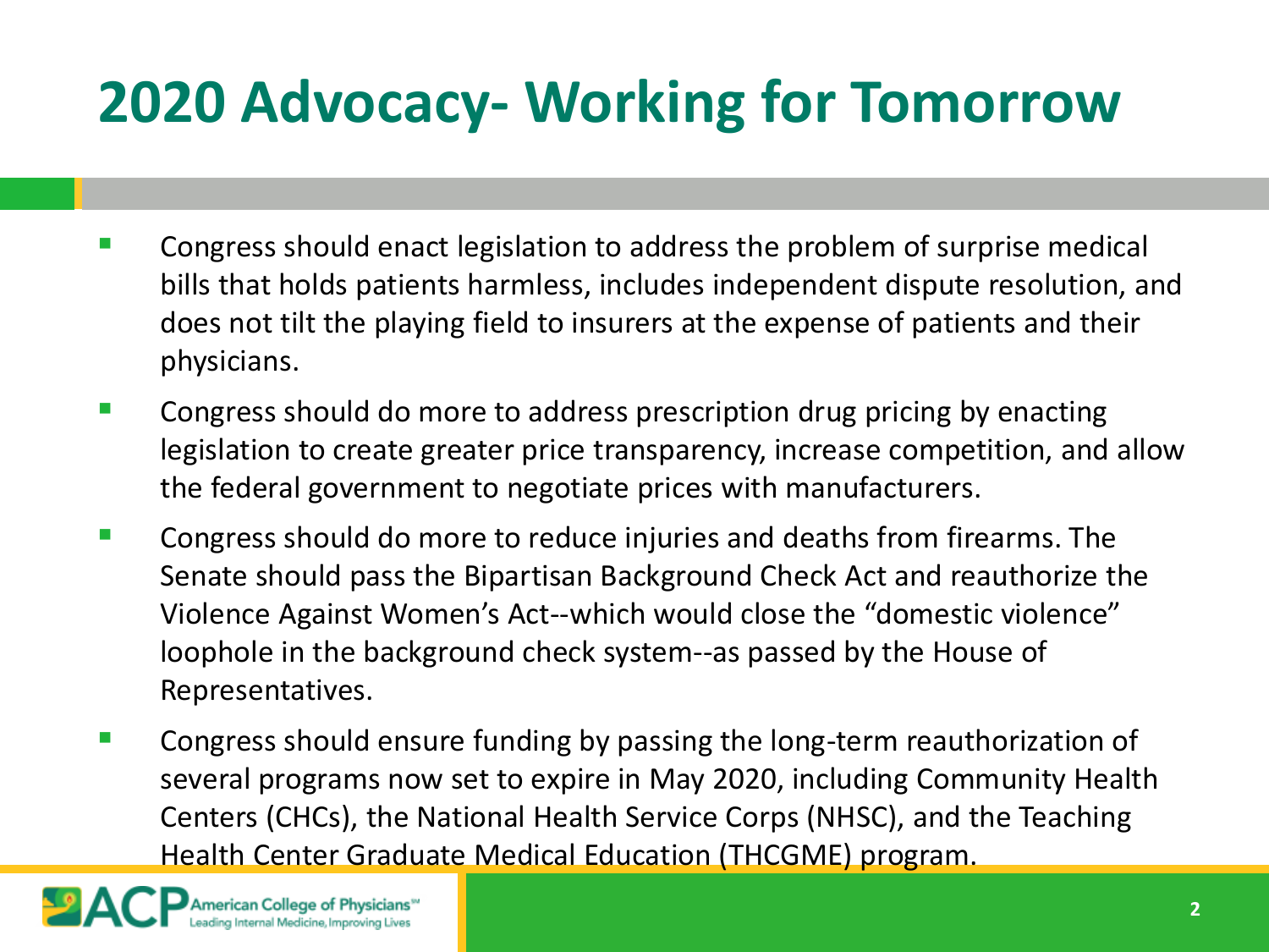# 2020 Advocacy- Working for Tomorrow

- Congress should enact legislation to address the problem of surprise medical bills that holds patients harmless, includes independent dispute resolution, and does not tilt the playing field to insurers at the expense of patients and their physicians.
- Congress should do more to address prescription drug pricing by enacting legislation to create greater price transparency, increase competition, and allow the federal government to negotiate prices with manufacturers.
- Congress should do more to reduce injuries and deaths from firearms. The Senate should pass the Bipartisan Background Check Act and reauthorize the Violence Against Women's Act--which would close the "domestic violence" loophole in the background check system--as passed by the House of Representatives.
- Congress should ensure funding by passing the long-term reauthorization of several programs now set to expire in May 2020, including Community Health Centers (CHCs), the National Health Service Corps (NHSC), and the Teaching Health Center Graduate Medical Education (THCGME) program.

ACP American College of Physicians
Leading Internal Medicine, Improving Lives